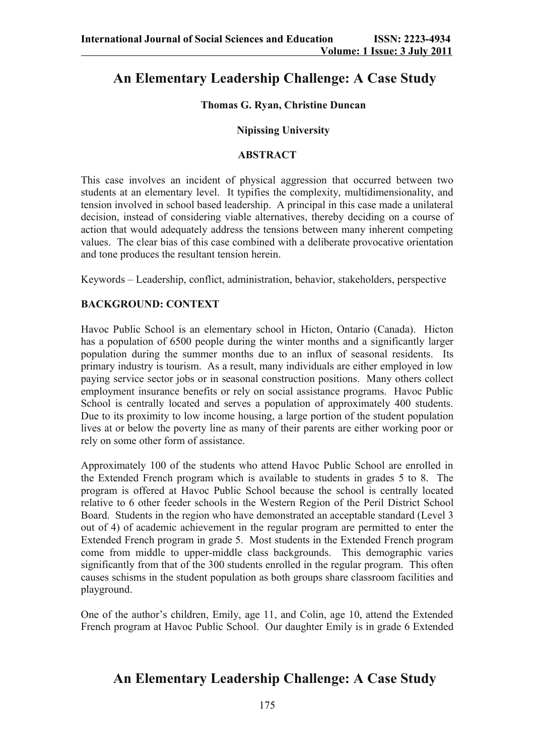# An Elementary Leadership Challenge: A Case Study

**Thomas G. Ryan, Christine Duncan**

**Nipissing University**

## ABSTRACT

This case involves an incident of physical aggression that occurred between two students at an elementary level. It typifies the complexity, multidimensionality, and tension involved in school based leadership. A principal in this case made a unilateral decision, instead of considering viable alternatives, thereby deciding on a course of action that would adequately address the tensions between many inherent competing values. The clear bias of this case combined with a deliberate provocative orientation and tone produces the resultant tension herein.

Keywords – Leadership, conflict, administration, behavior, stakeholders, perspective

## BACKGROUND: CONTEXT

Havoc Public School is an elementary school in Hicton, Ontario (Canada). Hicton has a population of 6500 people during the winter months and a significantly larger population during the summer months due to an influx of seasonal residents. Its primary industry is tourism. As a result, many individuals are either employed in low paying service sector jobs or in seasonal construction positions. Many others collect employment insurance benefits or rely on social assistance programs. Havoc Public School is centrally located and serves a population of approximately 400 students. Due to its proximity to low income housing, a large portion of the student population lives at or below the poverty line as many of their parents are either working poor or rely on some other form of assistance.

Approximately 100 of the students who attend Havoc Public School are enrolled in the Extended French program which is available to students in grades 5 to 8. The program is offered at Havoc Public School because the school is centrally located relative to 6 other feeder schools in the Western Region of the Peril District School Board. Students in the region who have demonstrated an acceptable standard (Level 3 out of 4) of academic achievement in the regular program are permitted to enter the Extended French program in grade 5. Most students in the Extended French program come from middle to upper-middle class backgrounds. This demographic varies significantly from that of the 300 students enrolled in the regular program. This often causes schisms in the student population as both groups share classroom facilities and playground.

One of the author's children, Emily, age 11, and Colin, age 10, attend the Extended French program at Havoc Public School. Our daughter Emily is in grade 6 Extended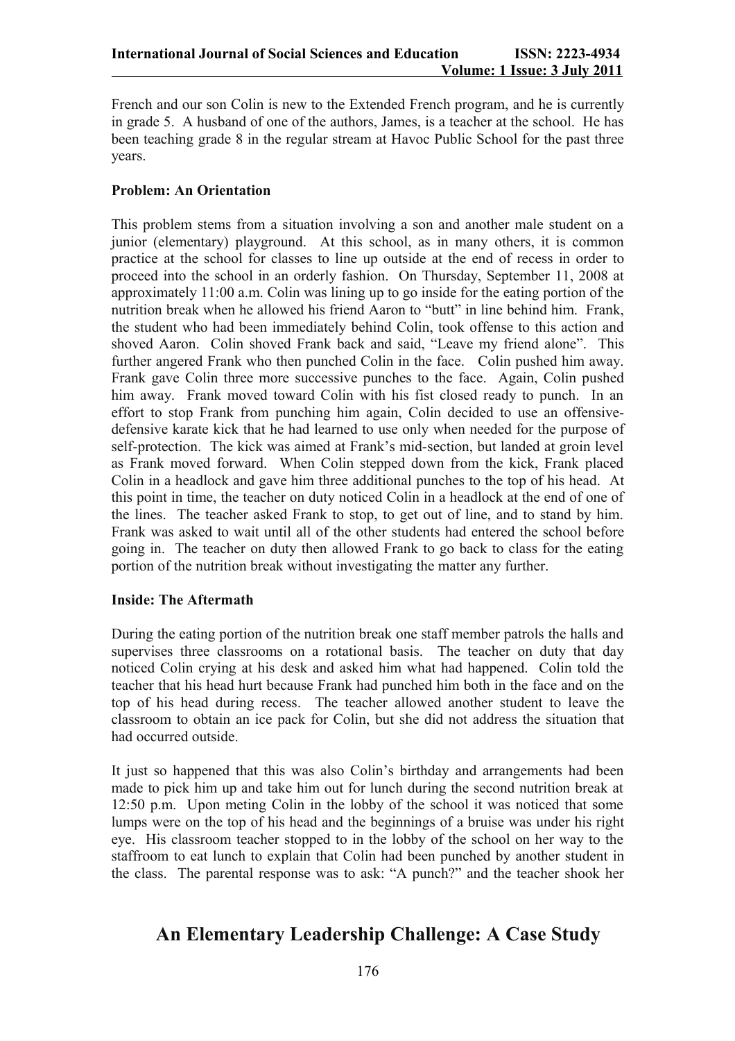French and our son Colin is new to the Extended French program, and he is currently in grade 5. A husband of one of the authors, James, is a teacher at the school. He has been teaching grade 8 in the regular stream at Havoc Public School for the past three years.

**Problem: An Orientation**

This problem stems from a situation involving a son and another male student on a junior (elementary) playground. At this school, as in many others, it is common practice at the school for classes to line up outside at the end of recess in order to proceed into the school in an orderly fashion. On Thursday, September 11, 2008 at approximately 11:00 a.m. Colin was lining up to go inside for the eating portion of the nutrition break when he allowed his friend Aaron to "butt" in line behind him. Frank, the student who had been immediately behind Colin, took offense to this action and shoved Aaron. Colin shoved Frank back and said, "Leave my friend alone". This further angered Frank who then punched Colin in the face. Colin pushed him away. Frank gave Colin three more successive punches to the face. Again, Colin pushed him away. Frank moved toward Colin with his fist closed ready to punch. In an effort to stop Frank from punching him again, Colin decided to use an offensive-defensive karate kick that he had learned to use only when needed for the purpose of self-protection. The kick was aimed at Frank's mid-section, but landed at groin level as Frank moved forward. When Colin stepped down from the kick, Frank placed Colin in a headlock and gave him three additional punches to the top of his head. At this point in time, the teacher on duty noticed Colin in a headlock at the end of one of the lines. The teacher asked Frank to stop, to get out of line, and to stand by him. Frank was asked to wait until all of the other students had entered the school before going in. The teacher on duty then allowed Frank to go back to class for the eating portion of the nutrition break without investigating the matter any further.

**Inside: The Aftermath**

During the eating portion of the nutrition break one staff member patrols the halls and supervises three classrooms on a rotational basis. The teacher on duty that day noticed Colin crying at his desk and asked him what had happened. Colin told the teacher that his head hurt because Frank had punched him both in the face and on the top of his head during recess. The teacher allowed another student to leave the classroom to obtain an ice pack for Colin, but she did not address the situation that had occurred outside.

It just so happened that this was also Colin's birthday and arrangements had been made to pick him up and take him out for lunch during the second nutrition break at 12:50 p.m. Upon meting Colin in the lobby of the school it was noticed that some lumps were on the top of his head and the beginnings of a bruise was under his right eye. His classroom teacher stopped to in the lobby of the school on her way to the staffroom to eat lunch to explain that Colin had been punched by another student in the class. The parental response was to ask: "A punch?" and the teacher shook her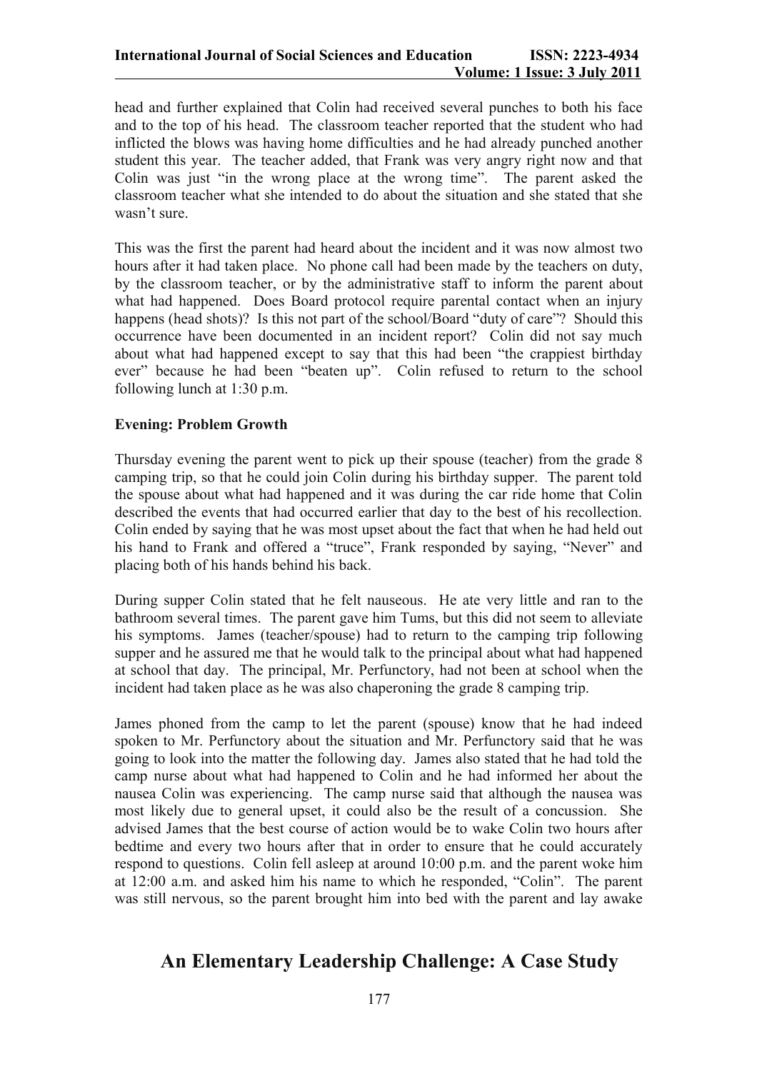head and further explained that Colin had received several punches to both his face and to the top of his head. The classroom teacher reported that the student who had inflicted the blows was having home difficulties and he had already punched another student this year. The teacher added, that Frank was very angry right now and that Colin was just "in the wrong place at the wrong time". The parent asked the classroom teacher what she intended to do about the situation and she stated that she wasn't sure.

This was the first the parent had heard about the incident and it was now almost two hours after it had taken place. No phone call had been made by the teachers on duty, by the classroom teacher, or by the administrative staff to inform the parent about what had happened. Does Board protocol require parental contact when an injury happens (head shots)? Is this not part of the school/Board "duty of care"? Should this occurrence have been documented in an incident report? Colin did not say much about what had happened except to say that this had been "the crappiest birthday ever" because he had been "beaten up". Colin refused to return to the school following lunch at 1:30 p.m.

**Evening: Problem Growth**

Thursday evening the parent went to pick up their spouse (teacher) from the grade 8 camping trip, so that he could join Colin during his birthday supper. The parent told the spouse about what had happened and it was during the car ride home that Colin described the events that had occurred earlier that day to the best of his recollection. Colin ended by saying that he was most upset about the fact that when he had held out his hand to Frank and offered a "truce", Frank responded by saying, "Never" and placing both of his hands behind his back.

During supper Colin stated that he felt nauseous. He ate very little and ran to the bathroom several times. The parent gave him Tums, but this did not seem to alleviate his symptoms. James (teacher/spouse) had to return to the camping trip following supper and he assured me that he would talk to the principal about what had happened at school that day. The principal, Mr. Perfunctory, had not been at school when the incident had taken place as he was also chaperoning the grade 8 camping trip.

James phoned from the camp to let the parent (spouse) know that he had indeed spoken to Mr. Perfunctory about the situation and Mr. Perfunctory said that he was going to look into the matter the following day. James also stated that he had told the camp nurse about what had happened to Colin and he had informed her about the nausea Colin was experiencing. The camp nurse said that although the nausea was most likely due to general upset, it could also be the result of a concussion. She advised James that the best course of action would be to wake Colin two hours after bedtime and every two hours after that in order to ensure that he could accurately respond to questions. Colin fell asleep at around 10:00 p.m. and the parent woke him at 12:00 a.m. and asked him his name to which he responded, "Colin". The parent was still nervous, so the parent brought him into bed with the parent and lay awake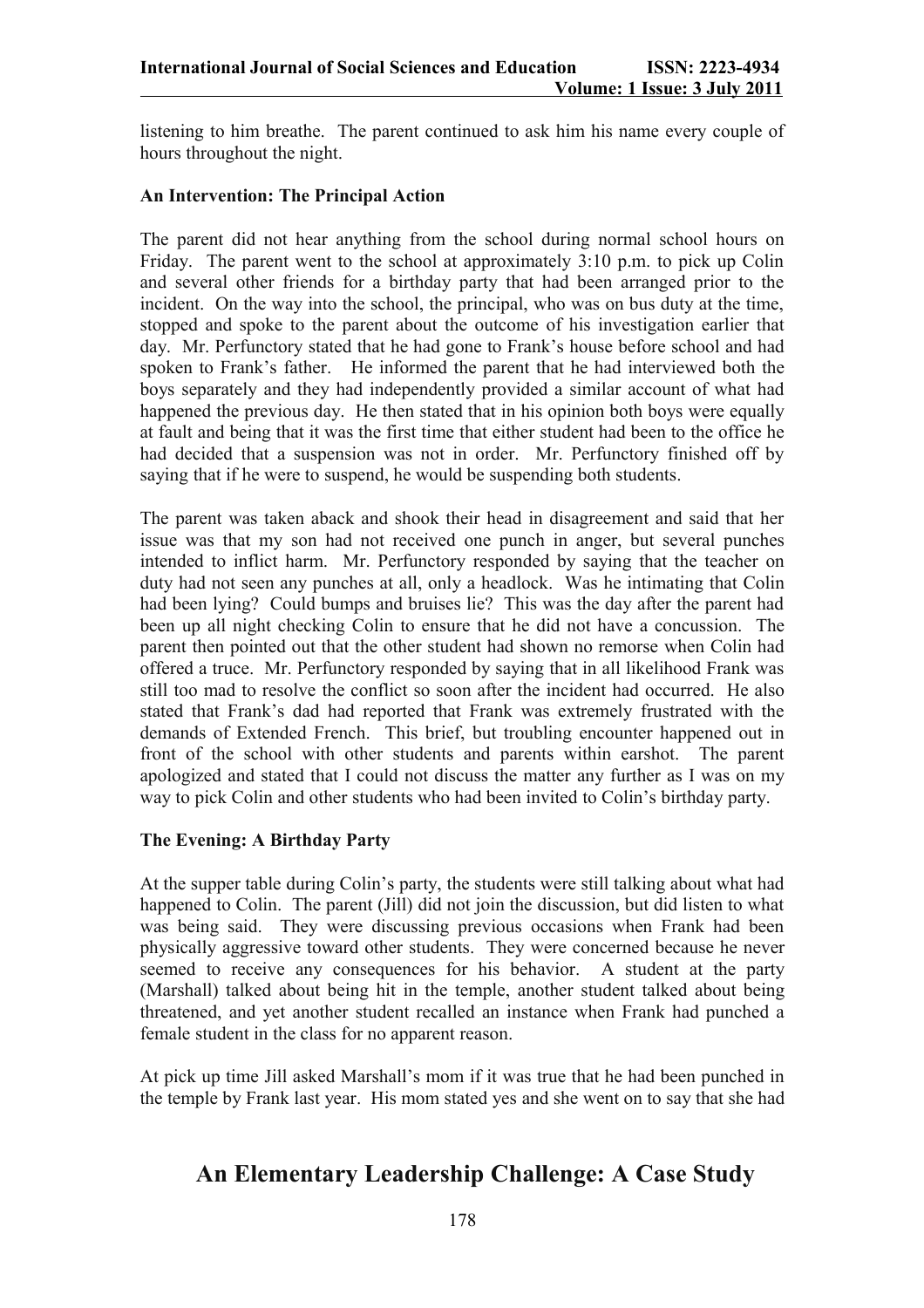listening to him breathe. The parent continued to ask him his name every couple of hours throughout the night.

**An Intervention: The Principal Action**

The parent did not hear anything from the school during normal school hours on Friday. The parent went to the school at approximately 3:10 p.m. to pick up Colin and several other friends for a birthday party that had been arranged prior to the incident. On the way into the school, the principal, who was on bus duty at the time, stopped and spoke to the parent about the outcome of his investigation earlier that day. Mr. Perfunctory stated that he had gone to Frank's house before school and had spoken to Frank's father. He informed the parent that he had interviewed both the boys separately and they had independently provided a similar account of what had happened the previous day. He then stated that in his opinion both boys were equally at fault and being that it was the first time that either student had been to the office he had decided that a suspension was not in order. Mr. Perfunctory finished off by saying that if he were to suspend, he would be suspending both students.

The parent was taken aback and shook their head in disagreement and said that her issue was that my son had not received one punch in anger, but several punches intended to inflict harm. Mr. Perfunctory responded by saying that the teacher on duty had not seen any punches at all, only a headlock. Was he intimating that Colin had been lying? Could bumps and bruises lie? This was the day after the parent had been up all night checking Colin to ensure that he did not have a concussion. The parent then pointed out that the other student had shown no remorse when Colin had offered a truce. Mr. Perfunctory responded by saying that in all likelihood Frank was still too mad to resolve the conflict so soon after the incident had occurred. He also stated that Frank's dad had reported that Frank was extremely frustrated with the demands of Extended French. This brief, but troubling encounter happened out in front of the school with other students and parents within earshot. The parent apologized and stated that I could not discuss the matter any further as I was on my way to pick Colin and other students who had been invited to Colin's birthday party.

**The Evening: A Birthday Party**

At the supper table during Colin's party, the students were still talking about what had happened to Colin. The parent (Jill) did not join the discussion, but did listen to what was being said. They were discussing previous occasions when Frank had been physically aggressive toward other students. They were concerned because he never seemed to receive any consequences for his behavior. A student at the party (Marshall) talked about being hit in the temple, another student talked about being threatened, and yet another student recalled an instance when Frank had punched a female student in the class for no apparent reason.

At pick up time Jill asked Marshall's mom if it was true that he had been punched in the temple by Frank last year. His mom stated yes and she went on to say that she had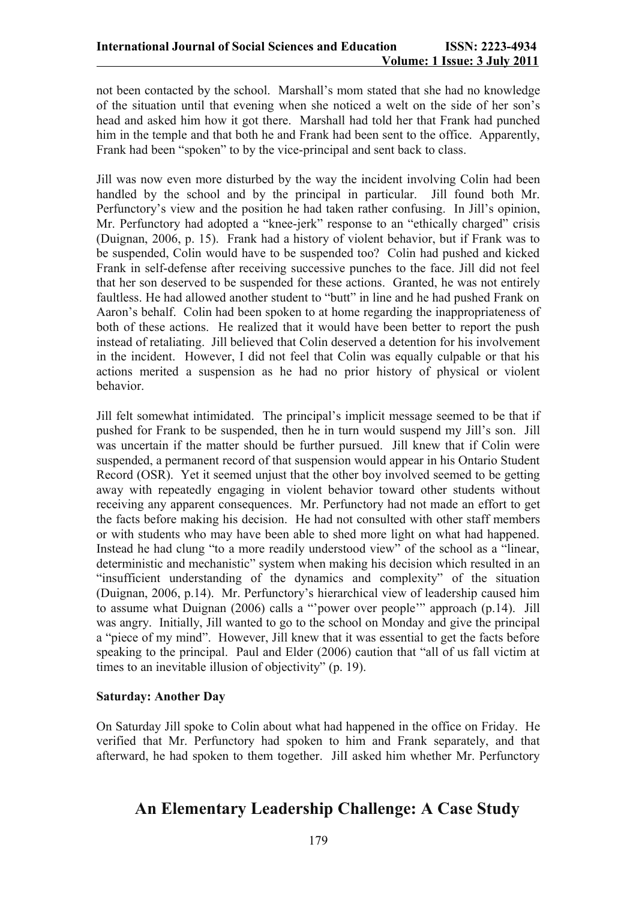not been contacted by the school. Marshall's mom stated that she had no knowledge of the situation until that evening when she noticed a welt on the side of her son's head and asked him how it got there. Marshall had told her that Frank had punched him in the temple and that both he and Frank had been sent to the office. Apparently, Frank had been "spoken" to by the vice-principal and sent back to class.

Jill was now even more disturbed by the way the incident involving Colin had been handled by the school and by the principal in particular. Jill found both Mr. Perfunctory's view and the position he had taken rather confusing. In Jill's opinion, Mr. Perfunctory had adopted a "knee-jerk" response to an "ethically charged" crisis (Duignan, 2006, p. 15). Frank had a history of violent behavior, but if Frank was to be suspended, Colin would have to be suspended too? Colin had pushed and kicked Frank in self-defense after receiving successive punches to the face. Jill did not feel that her son deserved to be suspended for these actions. Granted, he was not entirely faultless. He had allowed another student to "butt" in line and he had pushed Frank on Aaron's behalf. Colin had been spoken to at home regarding the inappropriateness of both of these actions. He realized that it would have been better to report the push instead of retaliating. Jill believed that Colin deserved a detention for his involvement in the incident. However, I did not feel that Colin was equally culpable or that his actions merited a suspension as he had no prior history of physical or violent behavior.

Jill felt somewhat intimidated. The principal's implicit message seemed to be that if pushed for Frank to be suspended, then he in turn would suspend my Jill's son. Jill was uncertain if the matter should be further pursued. Jill knew that if Colin were suspended, a permanent record of that suspension would appear in his Ontario Student Record (OSR). Yet it seemed unjust that the other boy involved seemed to be getting away with repeatedly engaging in violent behavior toward other students without receiving any apparent consequences. Mr. Perfunctory had not made an effort to get the facts before making his decision. He had not consulted with other staff members or with students who may have been able to shed more light on what had happened. Instead he had clung "to a more readily understood view" of the school as a "linear, deterministic and mechanistic" system when making his decision which resulted in an "insufficient understanding of the dynamics and complexity" of the situation (Duignan, 2006, p.14). Mr. Perfunctory's hierarchical view of leadership caused him to assume what Duignan (2006) calls a "'power over people'" approach (p.14). Jill was angry. Initially, Jill wanted to go to the school on Monday and give the principal a "piece of my mind". However, Jill knew that it was essential to get the facts before speaking to the principal. Paul and Elder (2006) caution that "all of us fall victim at times to an inevitable illusion of objectivity" (p. 19).

**Saturday: Another Day**

On Saturday Jill spoke to Colin about what had happened in the office on Friday. He verified that Mr. Perfunctory had spoken to him and Frank separately, and that afterward, he had spoken to them together. JilI asked him whether Mr. Perfunctory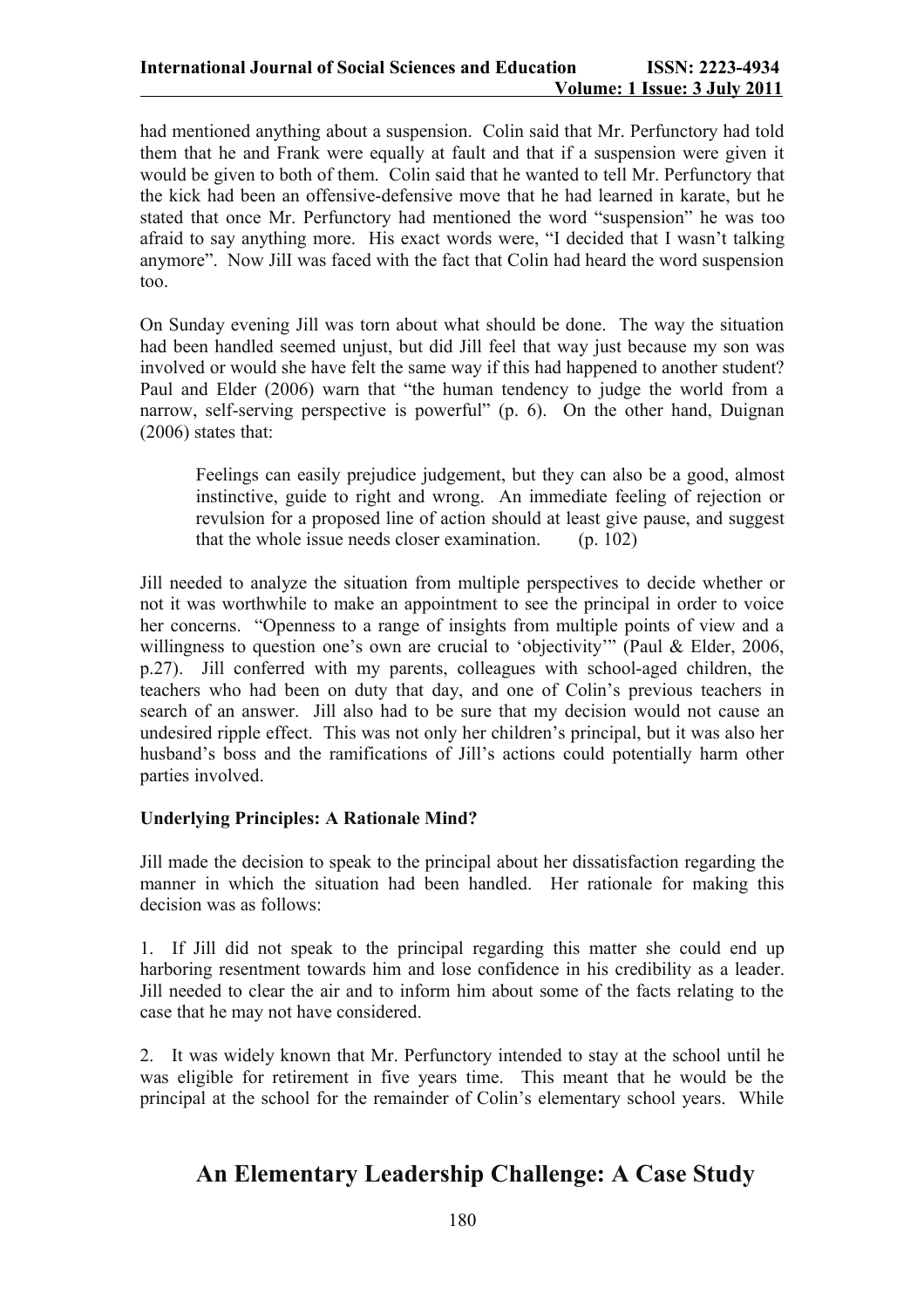had mentioned anything about a suspension. Colin said that Mr. Perfunctory had told them that he and Frank were equally at fault and that if a suspension were given it would be given to both of them. Colin said that he wanted to tell Mr. Perfunctory that the kick had been an offensive-defensive move that he had learned in karate, but he stated that once Mr. Perfunctory had mentioned the word "suspension" he was too afraid to say anything more. His exact words were, "I decided that I wasn't talking anymore". Now JilI was faced with the fact that Colin had heard the word suspension too.

On Sunday evening Jill was torn about what should be done. The way the situation had been handled seemed unjust, but did Jill feel that way just because my son was involved or would she have felt the same way if this had happened to another student? Paul and Elder (2006) warn that "the human tendency to judge the world from a narrow, self-serving perspective is powerful" (p. 6). On the other hand, Duignan (2006) states that:

> Feelings can easily prejudice judgement, but they can also be a good, almost instinctive, guide to right and wrong. An immediate feeling of rejection or revulsion for a proposed line of action should at least give pause, and suggest that the whole issue needs closer examination. (p. 102)

Jill needed to analyze the situation from multiple perspectives to decide whether or not it was worthwhile to make an appointment to see the principal in order to voice her concerns. "Openness to a range of insights from multiple points of view and a willingness to question one's own are crucial to 'objectivity'" (Paul & Elder, 2006, p.27). Jill conferred with my parents, colleagues with school-aged children, the teachers who had been on duty that day, and one of Colin's previous teachers in search of an answer. Jill also had to be sure that my decision would not cause an undesired ripple effect. This was not only her children's principal, but it was also her husband's boss and the ramifications of Jill's actions could potentially harm other parties involved.

### Underlying Principles: A Rationale Mind?

Jill made the decision to speak to the principal about her dissatisfaction regarding the manner in which the situation had been handled. Her rationale for making this decision was as follows:

1. If Jill did not speak to the principal regarding this matter she could end up harboring resentment towards him and lose confidence in his credibility as a leader. Jill needed to clear the air and to inform him about some of the facts relating to the case that he may not have considered.

2. It was widely known that Mr. Perfunctory intended to stay at the school until he was eligible for retirement in five years time. This meant that he would be the principal at the school for the remainder of Colin's elementary school years. While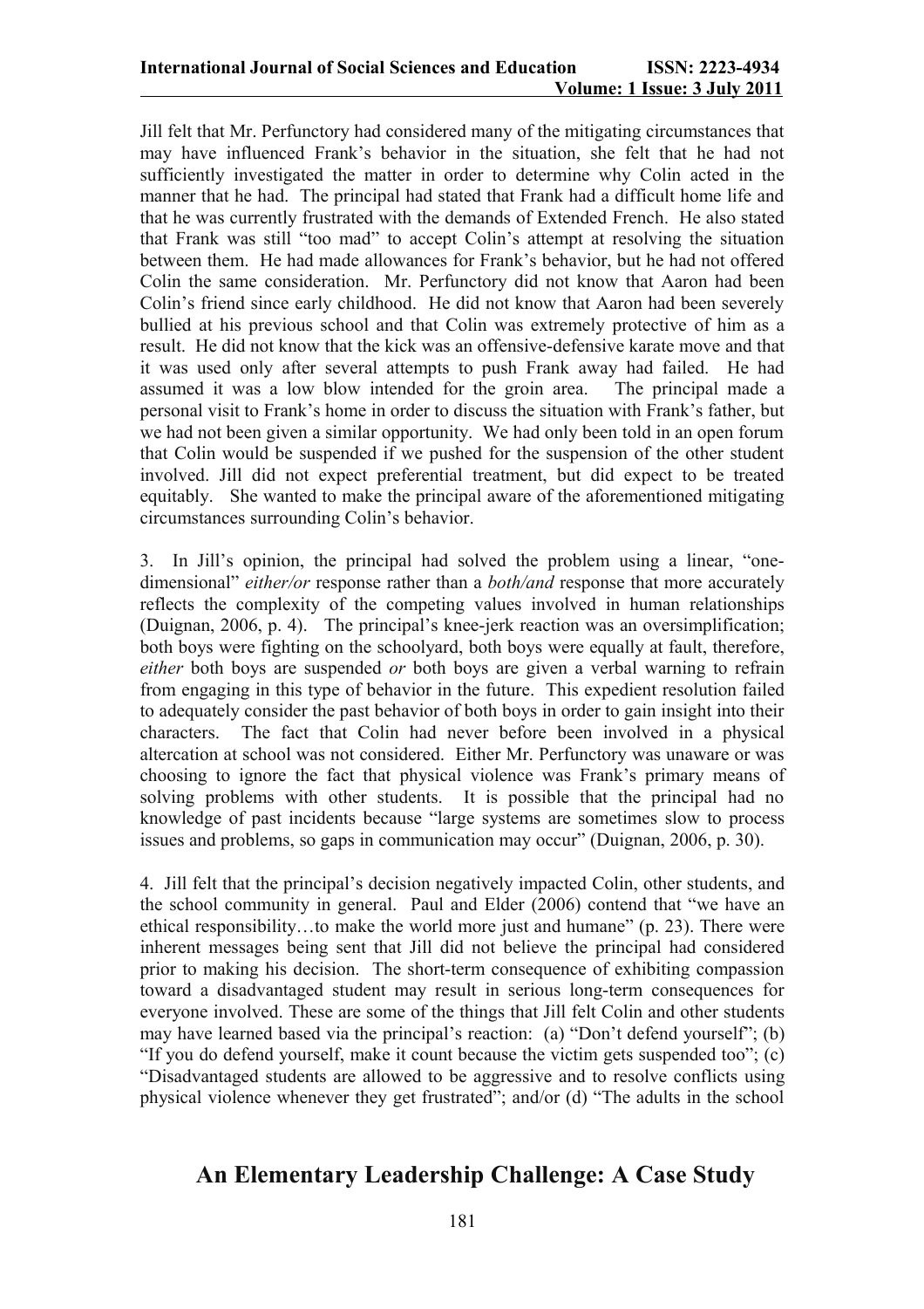Jill felt that Mr. Perfunctory had considered many of the mitigating circumstances that may have influenced Frank's behavior in the situation, she felt that he had not sufficiently investigated the matter in order to determine why Colin acted in the manner that he had. The principal had stated that Frank had a difficult home life and that he was currently frustrated with the demands of Extended French. He also stated that Frank was still "too mad" to accept Colin's attempt at resolving the situation between them. He had made allowances for Frank's behavior, but he had not offered Colin the same consideration. Mr. Perfunctory did not know that Aaron had been Colin's friend since early childhood. He did not know that Aaron had been severely bullied at his previous school and that Colin was extremely protective of him as a result. He did not know that the kick was an offensive-defensive karate move and that it was used only after several attempts to push Frank away had failed. He had assumed it was a low blow intended for the groin area. The principal made a personal visit to Frank's home in order to discuss the situation with Frank's father, but we had not been given a similar opportunity. We had only been told in an open forum that Colin would be suspended if we pushed for the suspension of the other student involved. Jill did not expect preferential treatment, but did expect to be treated equitably. She wanted to make the principal aware of the aforementioned mitigating circumstances surrounding Colin's behavior.

3. In Jill's opinion, the principal had solved the problem using a linear, "one-dimensional" *either/or* response rather than a *both/and* response that more accurately reflects the complexity of the competing values involved in human relationships (Duignan, 2006, p. 4). The principal's knee-jerk reaction was an oversimplification; both boys were fighting on the schoolyard, both boys were equally at fault, therefore, *either* both boys are suspended *or* both boys are given a verbal warning to refrain from engaging in this type of behavior in the future. This expedient resolution failed to adequately consider the past behavior of both boys in order to gain insight into their characters. The fact that Colin had never before been involved in a physical altercation at school was not considered. Either Mr. Perfunctory was unaware or was choosing to ignore the fact that physical violence was Frank's primary means of solving problems with other students. It is possible that the principal had no knowledge of past incidents because "large systems are sometimes slow to process issues and problems, so gaps in communication may occur" (Duignan, 2006, p. 30).

4. Jill felt that the principal's decision negatively impacted Colin, other students, and the school community in general. Paul and Elder (2006) contend that "we have an ethical responsibility…to make the world more just and humane" (p. 23). There were inherent messages being sent that Jill did not believe the principal had considered prior to making his decision. The short-term consequence of exhibiting compassion toward a disadvantaged student may result in serious long-term consequences for everyone involved. These are some of the things that Jill felt Colin and other students may have learned based via the principal's reaction: (a) "Don't defend yourself"; (b) "If you do defend yourself, make it count because the victim gets suspended too"; (c) "Disadvantaged students are allowed to be aggressive and to resolve conflicts using physical violence whenever they get frustrated"; and/or (d) "The adults in the school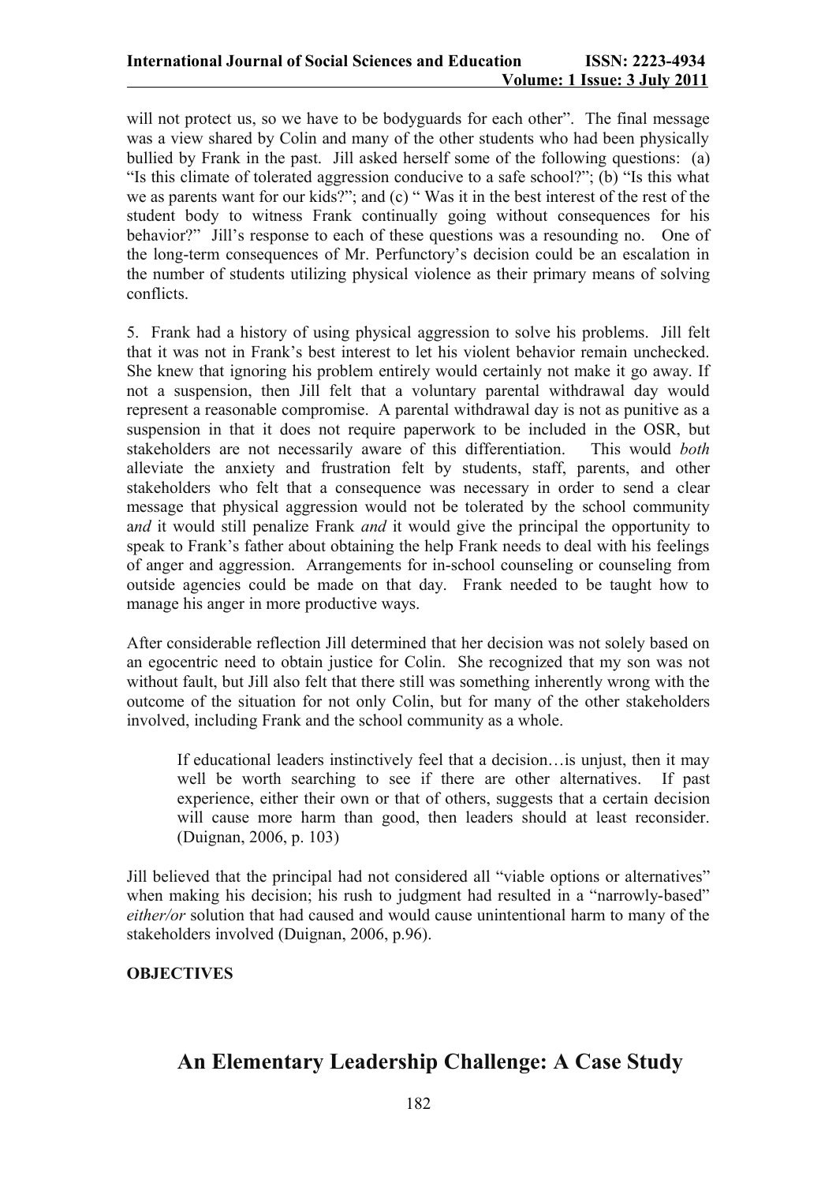will not protect us, so we have to be bodyguards for each other". The final message was a view shared by Colin and many of the other students who had been physically bullied by Frank in the past. Jill asked herself some of the following questions: (a) "Is this climate of tolerated aggression conducive to a safe school?"; (b) "Is this what we as parents want for our kids?"; and (c) " Was it in the best interest of the rest of the student body to witness Frank continually going without consequences for his behavior?" Jill's response to each of these questions was a resounding no. One of the long-term consequences of Mr. Perfunctory's decision could be an escalation in the number of students utilizing physical violence as their primary means of solving conflicts.

5. Frank had a history of using physical aggression to solve his problems. Jill felt that it was not in Frank's best interest to let his violent behavior remain unchecked. She knew that ignoring his problem entirely would certainly not make it go away. If not a suspension, then Jill felt that a voluntary parental withdrawal day would represent a reasonable compromise. A parental withdrawal day is not as punitive as a suspension in that it does not require paperwork to be included in the OSR, but stakeholders are not necessarily aware of this differentiation. This would *both* alleviate the anxiety and frustration felt by students, staff, parents, and other stakeholders who felt that a consequence was necessary in order to send a clear message that physical aggression would not be tolerated by the school community a*nd* it would still penalize Frank *and* it would give the principal the opportunity to speak to Frank's father about obtaining the help Frank needs to deal with his feelings of anger and aggression. Arrangements for in-school counseling or counseling from outside agencies could be made on that day. Frank needed to be taught how to manage his anger in more productive ways.

After considerable reflection Jill determined that her decision was not solely based on an egocentric need to obtain justice for Colin. She recognized that my son was not without fault, but Jill also felt that there still was something inherently wrong with the outcome of the situation for not only Colin, but for many of the other stakeholders involved, including Frank and the school community as a whole.

> If educational leaders instinctively feel that a decision…is unjust, then it may well be worth searching to see if there are other alternatives. If past experience, either their own or that of others, suggests that a certain decision will cause more harm than good, then leaders should at least reconsider. (Duignan, 2006, p. 103)

Jill believed that the principal had not considered all "viable options or alternatives" when making his decision; his rush to judgment had resulted in a "narrowly-based" *either/or* solution that had caused and would cause unintentional harm to many of the stakeholders involved (Duignan, 2006, p.96).

**OBJECTIVES**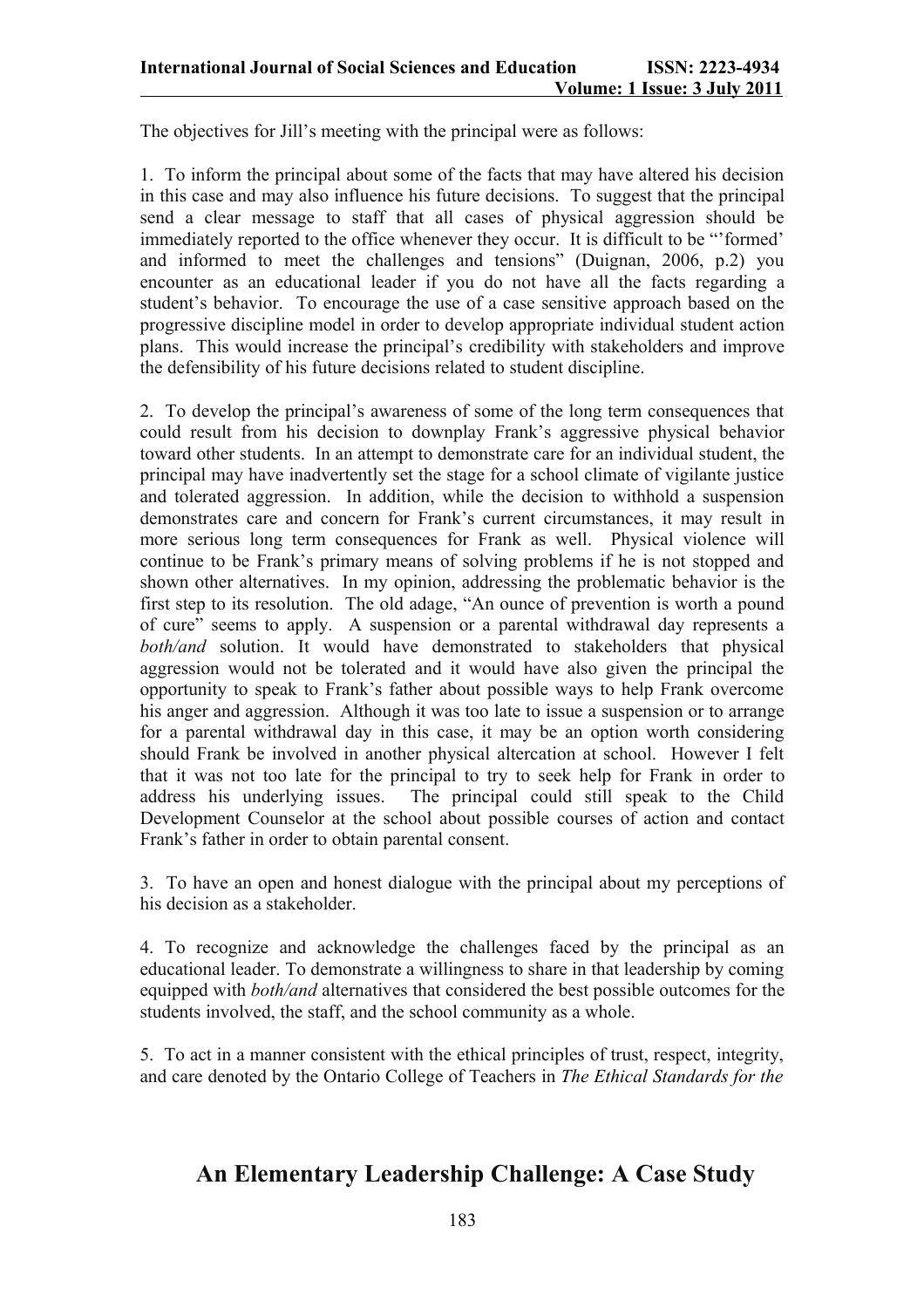The objectives for Jill's meeting with the principal were as follows:

1. To inform the principal about some of the facts that may have altered his decision in this case and may also influence his future decisions. To suggest that the principal send a clear message to staff that all cases of physical aggression should be immediately reported to the office whenever they occur. It is difficult to be "'formed' and informed to meet the challenges and tensions" (Duignan, 2006, p.2) you encounter as an educational leader if you do not have all the facts regarding a student's behavior. To encourage the use of a case sensitive approach based on the progressive discipline model in order to develop appropriate individual student action plans. This would increase the principal's credibility with stakeholders and improve the defensibility of his future decisions related to student discipline.

2. To develop the principal's awareness of some of the long term consequences that could result from his decision to downplay Frank's aggressive physical behavior toward other students. In an attempt to demonstrate care for an individual student, the principal may have inadvertently set the stage for a school climate of vigilante justice and tolerated aggression. In addition, while the decision to withhold a suspension demonstrates care and concern for Frank's current circumstances, it may result in more serious long term consequences for Frank as well. Physical violence will continue to be Frank's primary means of solving problems if he is not stopped and shown other alternatives. In my opinion, addressing the problematic behavior is the first step to its resolution. The old adage, "An ounce of prevention is worth a pound of cure" seems to apply. A suspension or a parental withdrawal day represents a *both/and* solution. It would have demonstrated to stakeholders that physical aggression would not be tolerated and it would have also given the principal the opportunity to speak to Frank's father about possible ways to help Frank overcome his anger and aggression. Although it was too late to issue a suspension or to arrange for a parental withdrawal day in this case, it may be an option worth considering should Frank be involved in another physical altercation at school. However I felt that it was not too late for the principal to try to seek help for Frank in order to address his underlying issues. The principal could still speak to the Child Development Counselor at the school about possible courses of action and contact Frank's father in order to obtain parental consent.

3. To have an open and honest dialogue with the principal about my perceptions of his decision as a stakeholder.

4. To recognize and acknowledge the challenges faced by the principal as an educational leader. To demonstrate a willingness to share in that leadership by coming equipped with *both/and* alternatives that considered the best possible outcomes for the students involved, the staff, and the school community as a whole.

5. To act in a manner consistent with the ethical principles of trust, respect, integrity, and care denoted by the Ontario College of Teachers in *The Ethical Standards for the*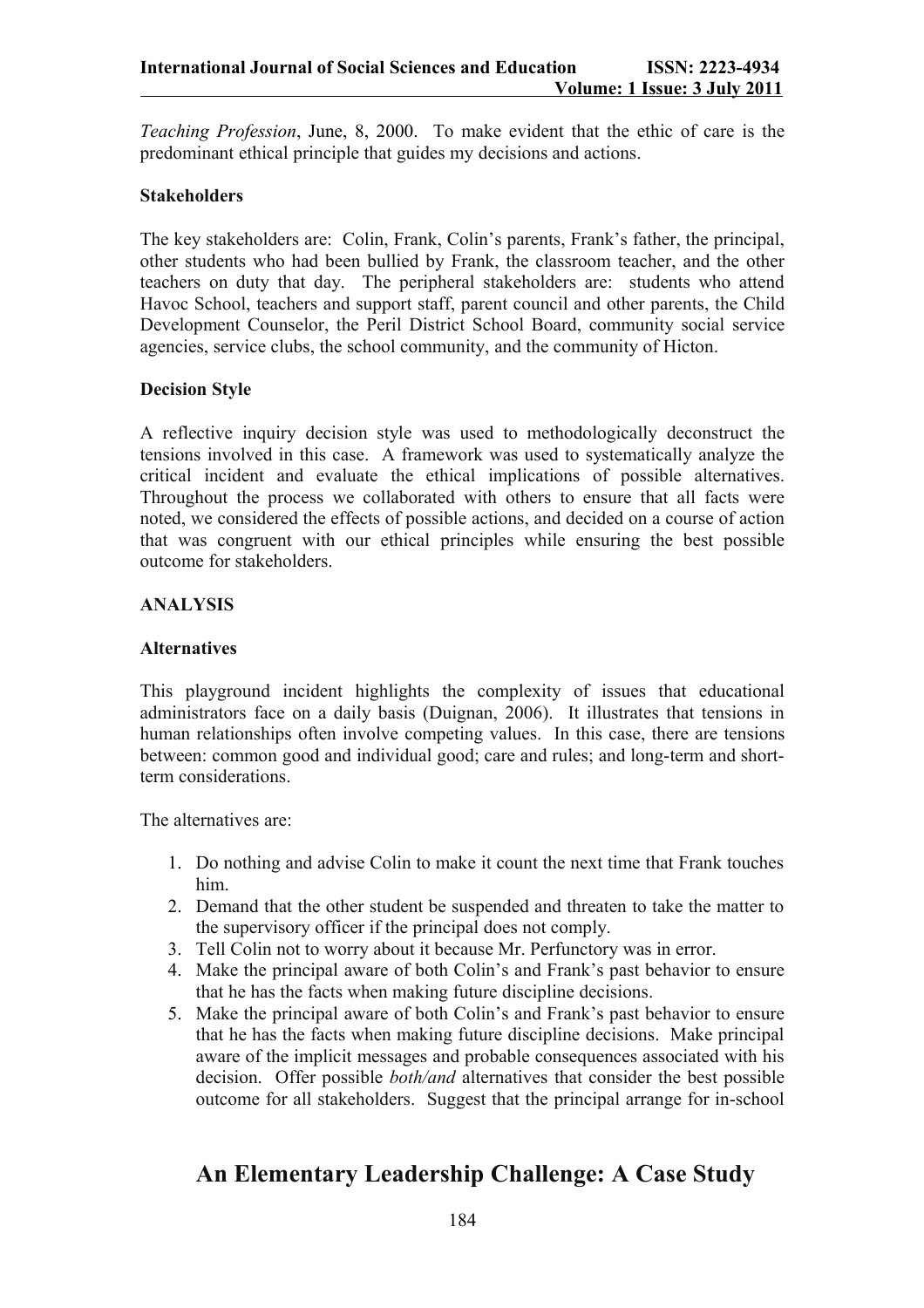*Teaching Profession*, June, 8, 2000. To make evident that the ethic of care is the predominant ethical principle that guides my decisions and actions.

### Stakeholders

The key stakeholders are: Colin, Frank, Colin's parents, Frank's father, the principal, other students who had been bullied by Frank, the classroom teacher, and the other teachers on duty that day. The peripheral stakeholders are: students who attend Havoc School, teachers and support staff, parent council and other parents, the Child Development Counselor, the Peril District School Board, community social service agencies, service clubs, the school community, and the community of Hicton.

### Decision Style

A reflective inquiry decision style was used to methodologically deconstruct the tensions involved in this case. A framework was used to systematically analyze the critical incident and evaluate the ethical implications of possible alternatives. Throughout the process we collaborated with others to ensure that all facts were noted, we considered the effects of possible actions, and decided on a course of action that was congruent with our ethical principles while ensuring the best possible outcome for stakeholders.

## ANALYSIS

### Alternatives

This playground incident highlights the complexity of issues that educational administrators face on a daily basis (Duignan, 2006). It illustrates that tensions in human relationships often involve competing values. In this case, there are tensions between: common good and individual good; care and rules; and long-term and short-term considerations.

The alternatives are:

1. Do nothing and advise Colin to make it count the next time that Frank touches him.
2. Demand that the other student be suspended and threaten to take the matter to the supervisory officer if the principal does not comply.
3. Tell Colin not to worry about it because Mr. Perfunctory was in error.
4. Make the principal aware of both Colin's and Frank's past behavior to ensure that he has the facts when making future discipline decisions.
5. Make the principal aware of both Colin's and Frank's past behavior to ensure that he has the facts when making future discipline decisions. Make principal aware of the implicit messages and probable consequences associated with his decision. Offer possible *both/and* alternatives that consider the best possible outcome for all stakeholders. Suggest that the principal arrange for in-school

# An Elementary Leadership Challenge: A Case Study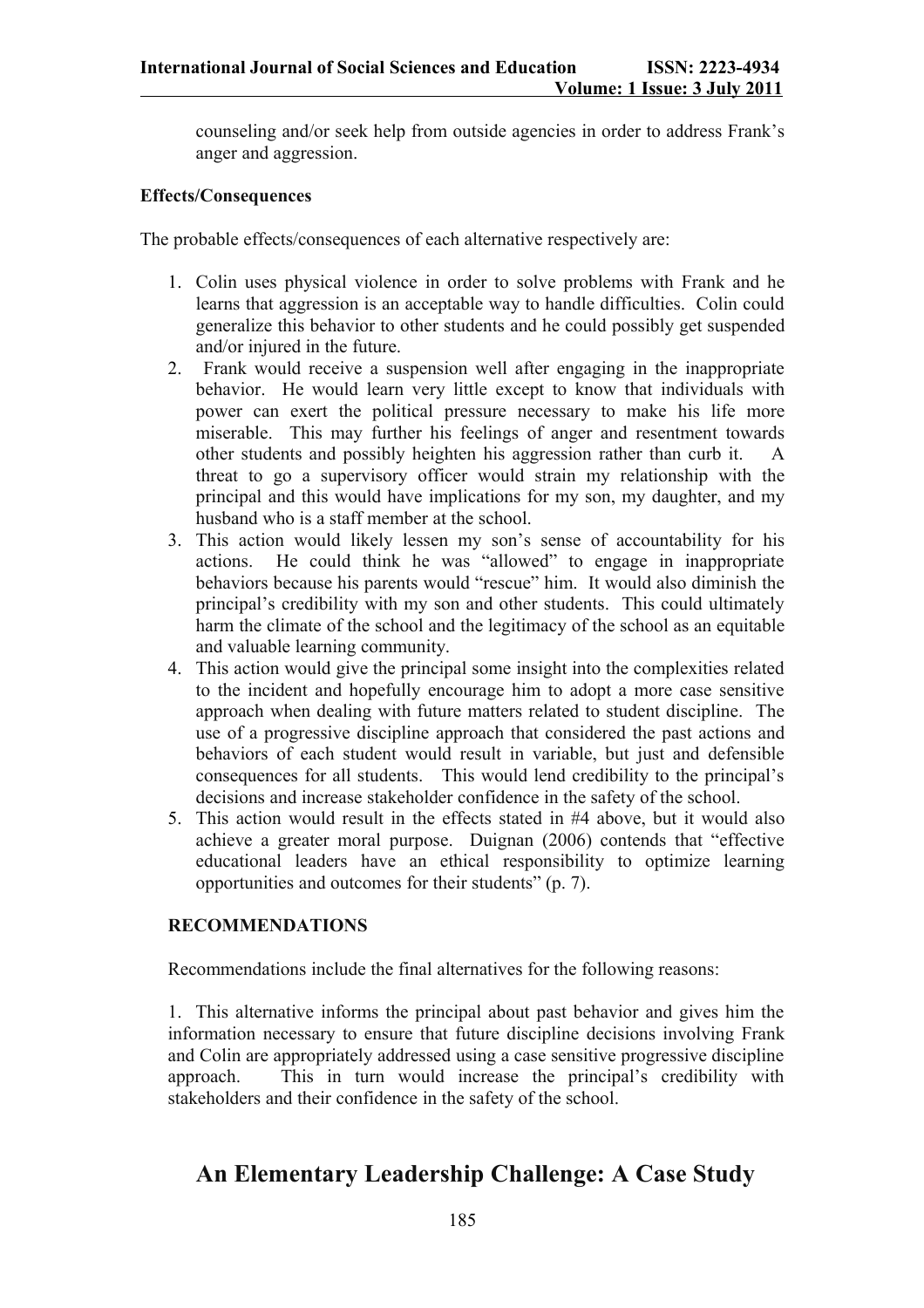counseling and/or seek help from outside agencies in order to address Frank's anger and aggression.

**Effects/Consequences**

The probable effects/consequences of each alternative respectively are:

1. Colin uses physical violence in order to solve problems with Frank and he learns that aggression is an acceptable way to handle difficulties. Colin could generalize this behavior to other students and he could possibly get suspended and/or injured in the future.
2. Frank would receive a suspension well after engaging in the inappropriate behavior. He would learn very little except to know that individuals with power can exert the political pressure necessary to make his life more miserable. This may further his feelings of anger and resentment towards other students and possibly heighten his aggression rather than curb it. A threat to go a supervisory officer would strain my relationship with the principal and this would have implications for my son, my daughter, and my husband who is a staff member at the school.
3. This action would likely lessen my son's sense of accountability for his actions. He could think he was "allowed" to engage in inappropriate behaviors because his parents would "rescue" him. It would also diminish the principal's credibility with my son and other students. This could ultimately harm the climate of the school and the legitimacy of the school as an equitable and valuable learning community.
4. This action would give the principal some insight into the complexities related to the incident and hopefully encourage him to adopt a more case sensitive approach when dealing with future matters related to student discipline. The use of a progressive discipline approach that considered the past actions and behaviors of each student would result in variable, but just and defensible consequences for all students. This would lend credibility to the principal's decisions and increase stakeholder confidence in the safety of the school.
5. This action would result in the effects stated in #4 above, but it would also achieve a greater moral purpose. Duignan (2006) contends that "effective educational leaders have an ethical responsibility to optimize learning opportunities and outcomes for their students" (p. 7).

**RECOMMENDATIONS**

Recommendations include the final alternatives for the following reasons:

1. This alternative informs the principal about past behavior and gives him the information necessary to ensure that future discipline decisions involving Frank and Colin are appropriately addressed using a case sensitive progressive discipline approach. This in turn would increase the principal's credibility with stakeholders and their confidence in the safety of the school.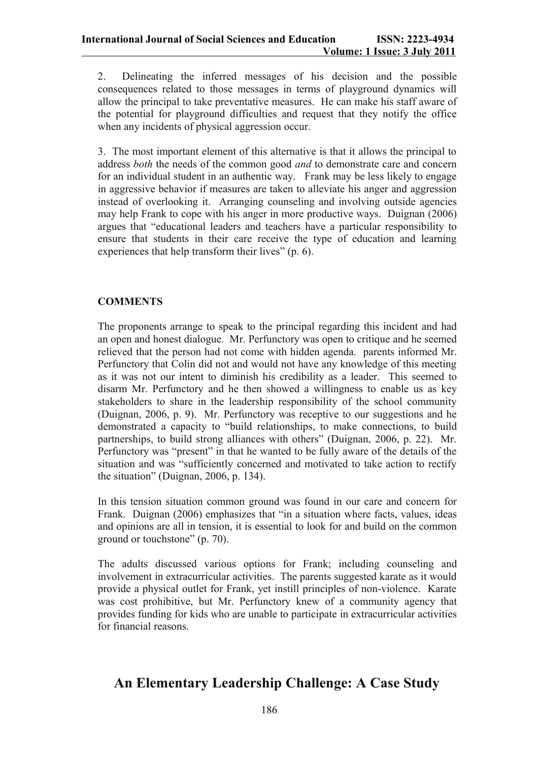2. Delineating the inferred messages of his decision and the possible consequences related to those messages in terms of playground dynamics will allow the principal to take preventative measures. He can make his staff aware of the potential for playground difficulties and request that they notify the office when any incidents of physical aggression occur.

3. The most important element of this alternative is that it allows the principal to address *both* the needs of the common good *and* to demonstrate care and concern for an individual student in an authentic way. Frank may be less likely to engage in aggressive behavior if measures are taken to alleviate his anger and aggression instead of overlooking it. Arranging counseling and involving outside agencies may help Frank to cope with his anger in more productive ways. Duignan (2006) argues that "educational leaders and teachers have a particular responsibility to ensure that students in their care receive the type of education and learning experiences that help transform their lives" (p. 6).

**COMMENTS**

The proponents arrange to speak to the principal regarding this incident and had an open and honest dialogue. Mr. Perfunctory was open to critique and he seemed relieved that the person had not come with hidden agenda. parents informed Mr. Perfunctory that Colin did not and would not have any knowledge of this meeting as it was not our intent to diminish his credibility as a leader. This seemed to disarm Mr. Perfunctory and he then showed a willingness to enable us as key stakeholders to share in the leadership responsibility of the school community (Duignan, 2006, p. 9). Mr. Perfunctory was receptive to our suggestions and he demonstrated a capacity to "build relationships, to make connections, to build partnerships, to build strong alliances with others" (Duignan, 2006, p. 22). Mr. Perfunctory was "present" in that he wanted to be fully aware of the details of the situation and was "sufficiently concerned and motivated to take action to rectify the situation" (Duignan, 2006, p. 134).

In this tension situation common ground was found in our care and concern for Frank. Duignan (2006) emphasizes that "in a situation where facts, values, ideas and opinions are all in tension, it is essential to look for and build on the common ground or touchstone" (p. 70).

The adults discussed various options for Frank; including counseling and involvement in extracurricular activities. The parents suggested karate as it would provide a physical outlet for Frank, yet instill principles of non-violence. Karate was cost prohibitive, but Mr. Perfunctory knew of a community agency that provides funding for kids who are unable to participate in extracurricular activities for financial reasons.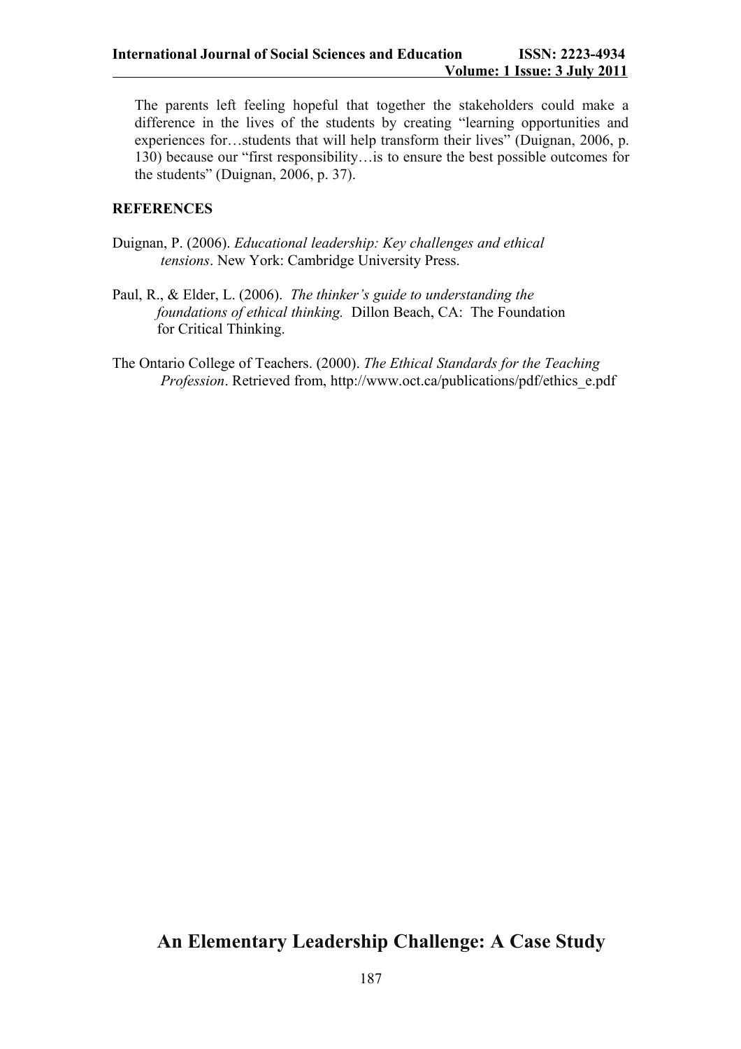The parents left feeling hopeful that together the stakeholders could make a difference in the lives of the students by creating "learning opportunities and experiences for…students that will help transform their lives" (Duignan, 2006, p. 130) because our "first responsibility…is to ensure the best possible outcomes for the students" (Duignan, 2006, p. 37).

## REFERENCES

Duignan, P. (2006). *Educational leadership: Key challenges and ethical tensions*. New York: Cambridge University Press.

Paul, R., & Elder, L. (2006). *The thinker's guide to understanding the foundations of ethical thinking.* Dillon Beach, CA: The Foundation for Critical Thinking.

The Ontario College of Teachers. (2000). *The Ethical Standards for the Teaching Profession*. Retrieved from, http://www.oct.ca/publications/pdf/ethics_e.pdf

# An Elementary Leadership Challenge: A Case Study